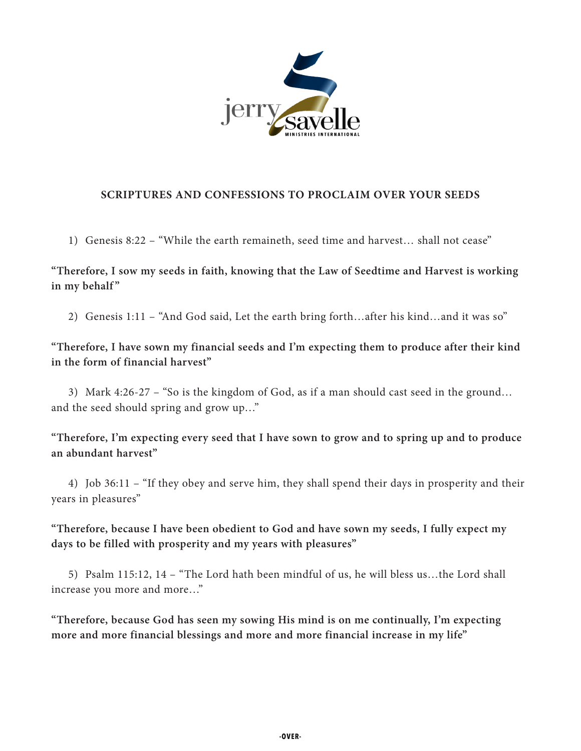jerry savelle
MINISTRIES INTERNATIONAL

## SCRIPTURES AND CONFESSIONS TO PROCLAIM OVER YOUR SEEDS

1) Genesis 8:22 – "While the earth remaineth, seed time and harvest… shall not cease"

**"Therefore, I sow my seeds in faith, knowing that the Law of Seedtime and Harvest is working in my behalf"**

2) Genesis 1:11 – "And God said, Let the earth bring forth…after his kind…and it was so"

**"Therefore, I have sown my financial seeds and I'm expecting them to produce after their kind in the form of financial harvest"**

3) Mark 4:26-27 – "So is the kingdom of God, as if a man should cast seed in the ground… and the seed should spring and grow up…"

**"Therefore, I'm expecting every seed that I have sown to grow and to spring up and to produce an abundant harvest"**

4) Job 36:11 – "If they obey and serve him, they shall spend their days in prosperity and their years in pleasures"

**"Therefore, because I have been obedient to God and have sown my seeds, I fully expect my days to be filled with prosperity and my years with pleasures"**

5) Psalm 115:12, 14 – "The Lord hath been mindful of us, he will bless us…the Lord shall increase you more and more…"

**"Therefore, because God has seen my sowing His mind is on me continually, I'm expecting more and more financial blessings and more and more financial increase in my life"**

-OVER-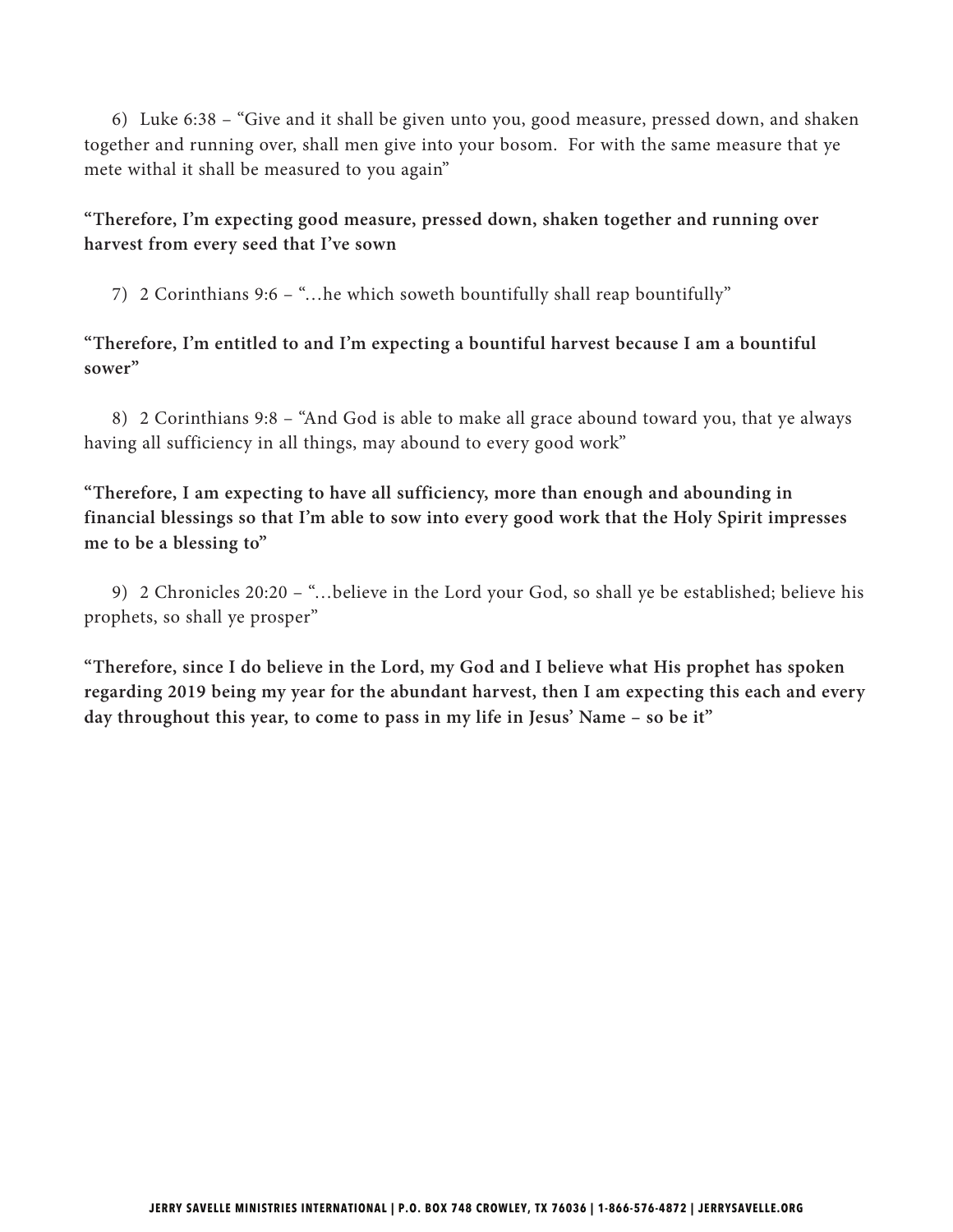6) Luke 6:38 – "Give and it shall be given unto you, good measure, pressed down, and shaken together and running over, shall men give into your bosom. For with the same measure that ye mete withal it shall be measured to you again"

**"Therefore, I'm expecting good measure, pressed down, shaken together and running over harvest from every seed that I've sown**

7) 2 Corinthians 9:6 – "…he which soweth bountifully shall reap bountifully"

**"Therefore, I'm entitled to and I'm expecting a bountiful harvest because I am a bountiful sower"**

8) 2 Corinthians 9:8 – "And God is able to make all grace abound toward you, that ye always having all sufficiency in all things, may abound to every good work"

**"Therefore, I am expecting to have all sufficiency, more than enough and abounding in financial blessings so that I'm able to sow into every good work that the Holy Spirit impresses me to be a blessing to"**

9) 2 Chronicles 20:20 – "…believe in the Lord your God, so shall ye be established; believe his prophets, so shall ye prosper"

**"Therefore, since I do believe in the Lord, my God and I believe what His prophet has spoken regarding 2019 being my year for the abundant harvest, then I am expecting this each and every day throughout this year, to come to pass in my life in Jesus' Name – so be it"**